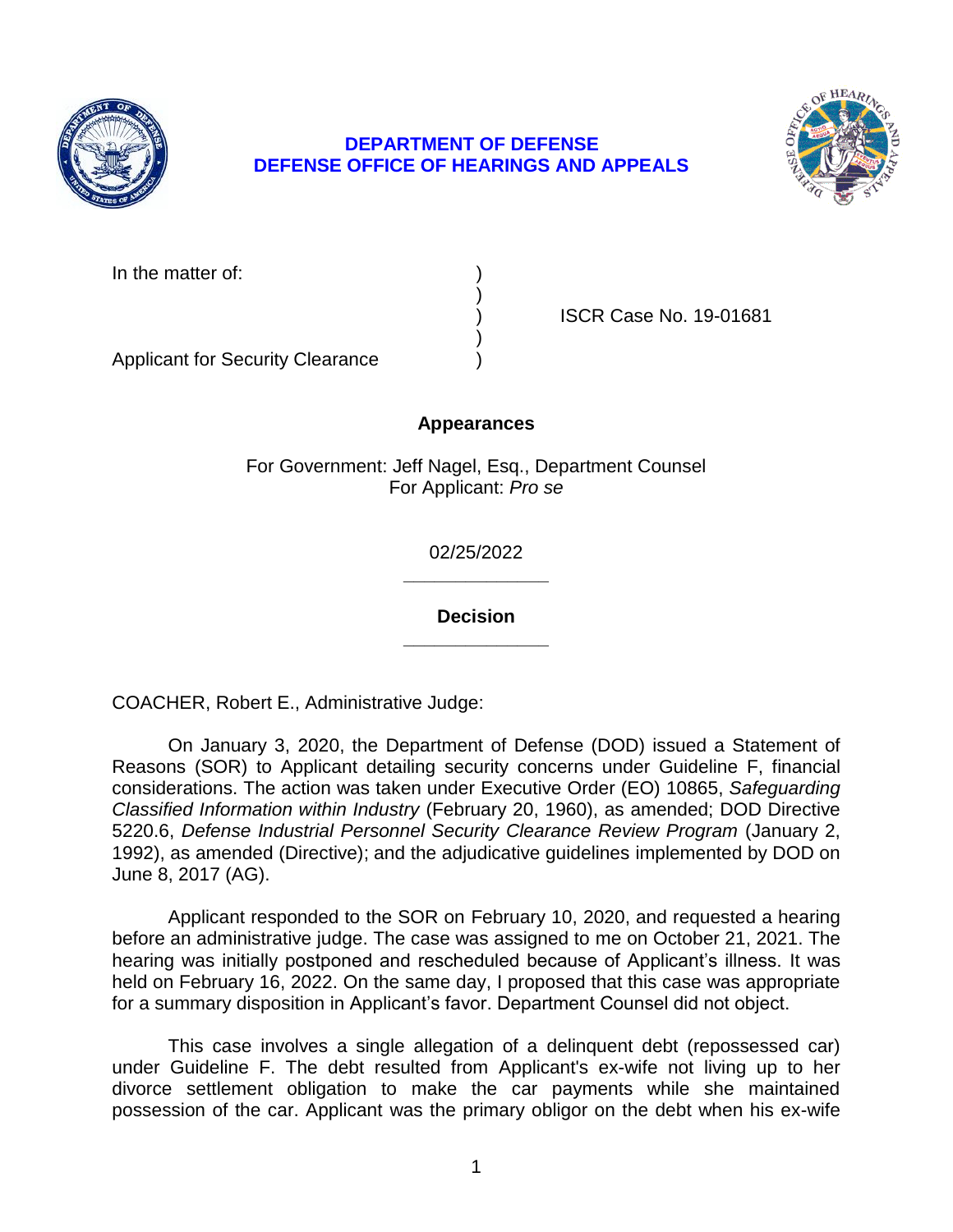**DEPARTMENT OF DEFENSE**
**DEFENSE OFFICE OF HEARINGS AND APPEALS**

In the matter of: )
)
) ISCR Case No. 19-01681
)
Applicant for Security Clearance )

**Appearances**

For Government: Jeff Nagel, Esq., Department Counsel
For Applicant: *Pro se*

02/25/2022

______________

**Decision**

______________

COACHER, Robert E., Administrative Judge:

On January 3, 2020, the Department of Defense (DOD) issued a Statement of Reasons (SOR) to Applicant detailing security concerns under Guideline F, financial considerations. The action was taken under Executive Order (EO) 10865, *Safeguarding Classified Information within Industry* (February 20, 1960), as amended; DOD Directive 5220.6, *Defense Industrial Personnel Security Clearance Review Program* (January 2, 1992), as amended (Directive); and the adjudicative guidelines implemented by DOD on June 8, 2017 (AG).

Applicant responded to the SOR on February 10, 2020, and requested a hearing before an administrative judge. The case was assigned to me on October 21, 2021. The hearing was initially postponed and rescheduled because of Applicant's illness. It was held on February 16, 2022. On the same day, I proposed that this case was appropriate for a summary disposition in Applicant's favor. Department Counsel did not object.

This case involves a single allegation of a delinquent debt (repossessed car) under Guideline F. The debt resulted from Applicant's ex-wife not living up to her divorce settlement obligation to make the car payments while she maintained possession of the car. Applicant was the primary obligor on the debt when his ex-wife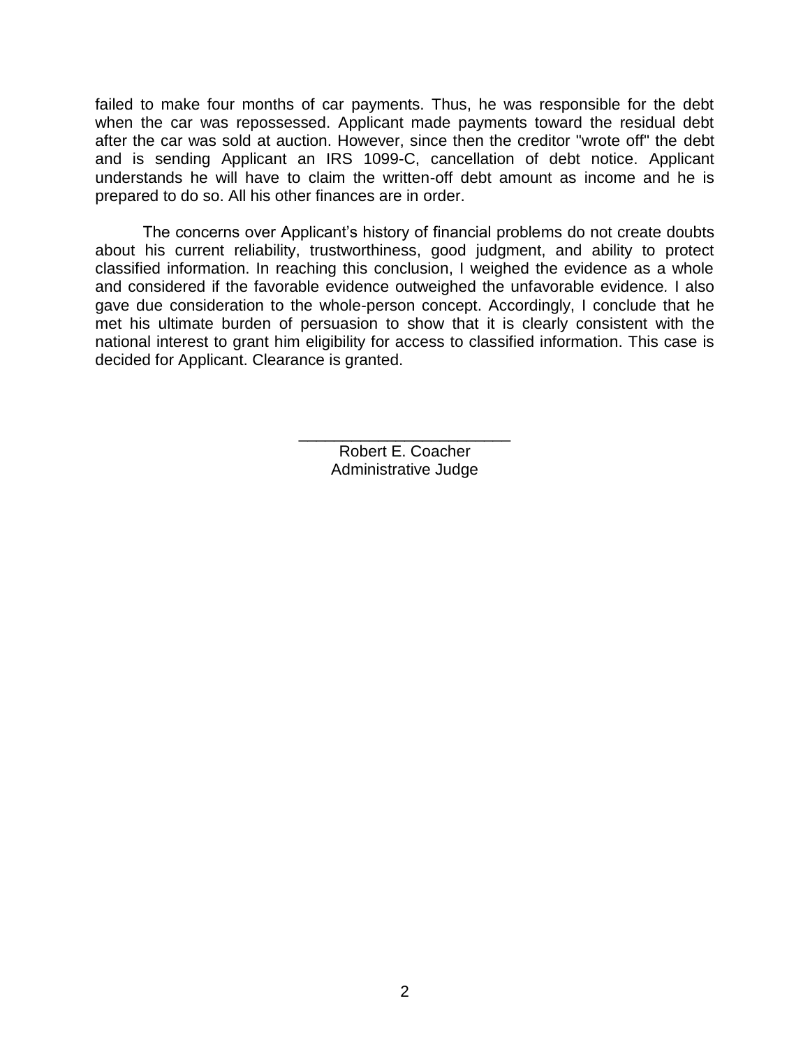failed to make four months of car payments. Thus, he was responsible for the debt when the car was repossessed. Applicant made payments toward the residual debt after the car was sold at auction. However, since then the creditor "wrote off" the debt and is sending Applicant an IRS 1099-C, cancellation of debt notice. Applicant understands he will have to claim the written-off debt amount as income and he is prepared to do so. All his other finances are in order.

The concerns over Applicant's history of financial problems do not create doubts about his current reliability, trustworthiness, good judgment, and ability to protect classified information. In reaching this conclusion, I weighed the evidence as a whole and considered if the favorable evidence outweighed the unfavorable evidence. I also gave due consideration to the whole-person concept. Accordingly, I conclude that he met his ultimate burden of persuasion to show that it is clearly consistent with the national interest to grant him eligibility for access to classified information. This case is decided for Applicant. Clearance is granted.

\_\_\_\_\_\_\_\_\_\_\_\_\_\_\_\_\_\_\_\_\_\_\_\_

Robert E. Coacher
Administrative Judge